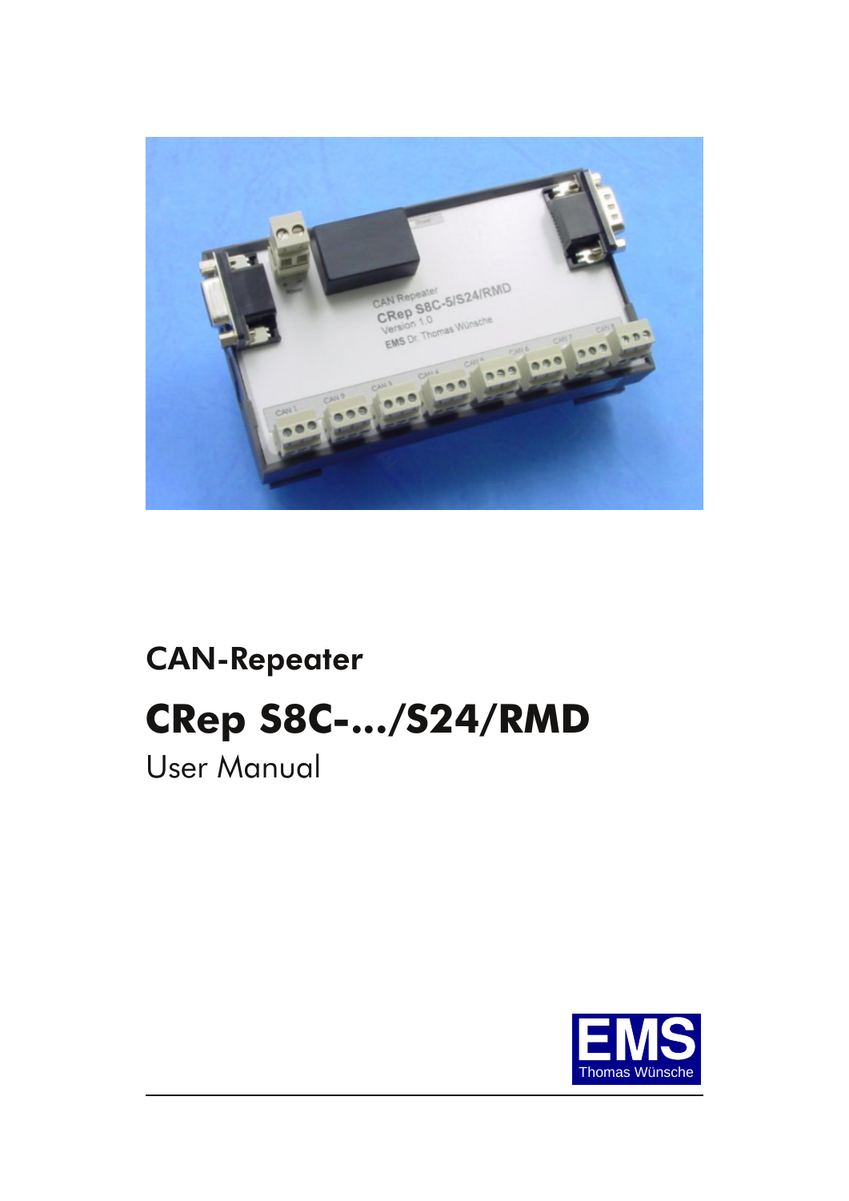CAN-Repeater

# CRep S8C-.../S24/RMD

User Manual

EMS
Thomas Wünsche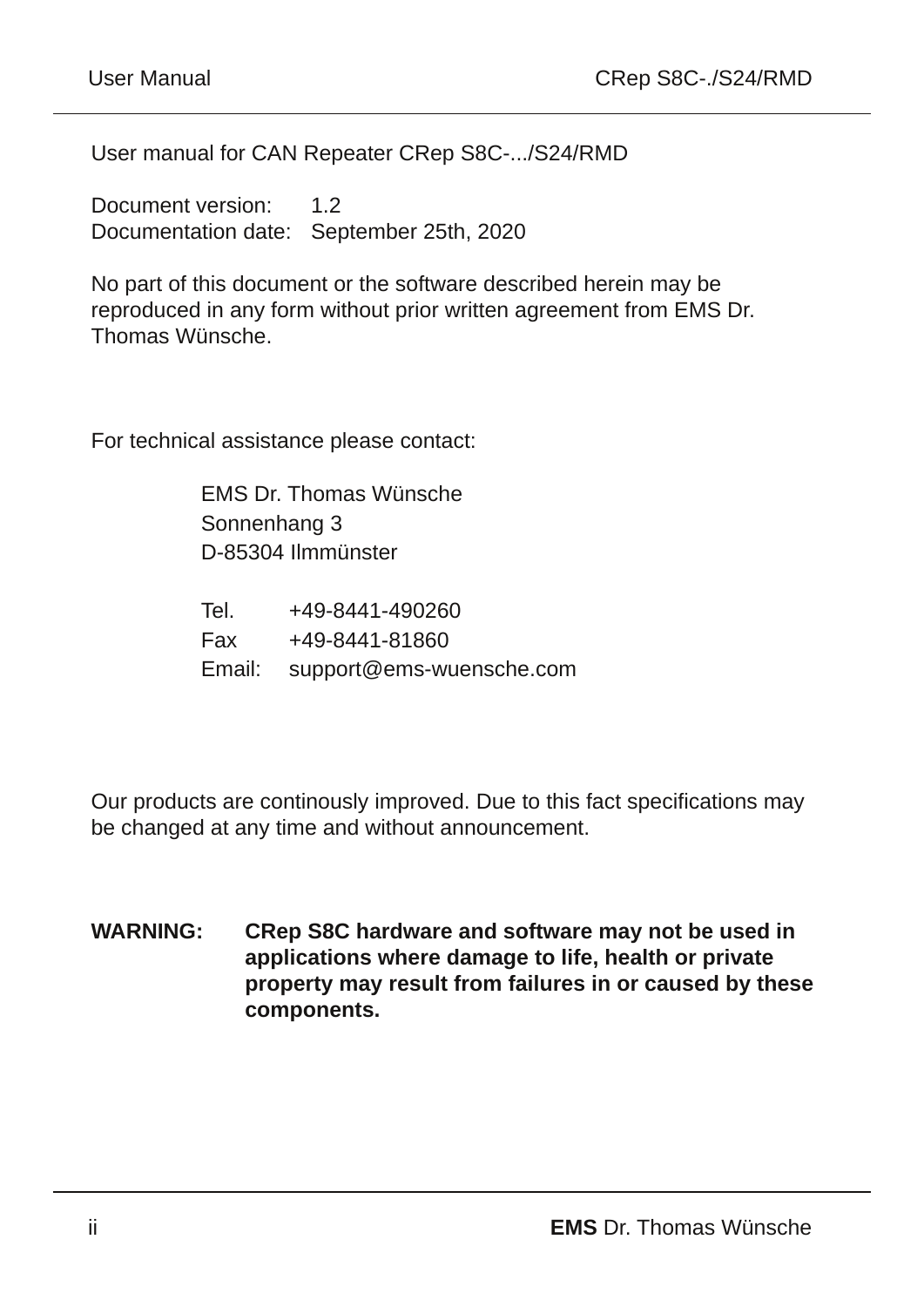User manual for CAN Repeater CRep S8C-.../S24/RMD

Document version: 1.2
Documentation date: September 25th, 2020

No part of this document or the software described herein may be reproduced in any form without prior written agreement from EMS Dr. Thomas Wünsche.

For technical assistance please contact:

EMS Dr. Thomas Wünsche
Sonnenhang 3
D-85304 Ilmmünster

Tel. +49-8441-490260
Fax +49-8441-81860
Email: support@ems-wuensche.com

Our products are continously improved. Due to this fact specifications may be changed at any time and without announcement.

**WARNING: CRep S8C hardware and software may not be used in applications where damage to life, health or private property may result from failures in or caused by these components.**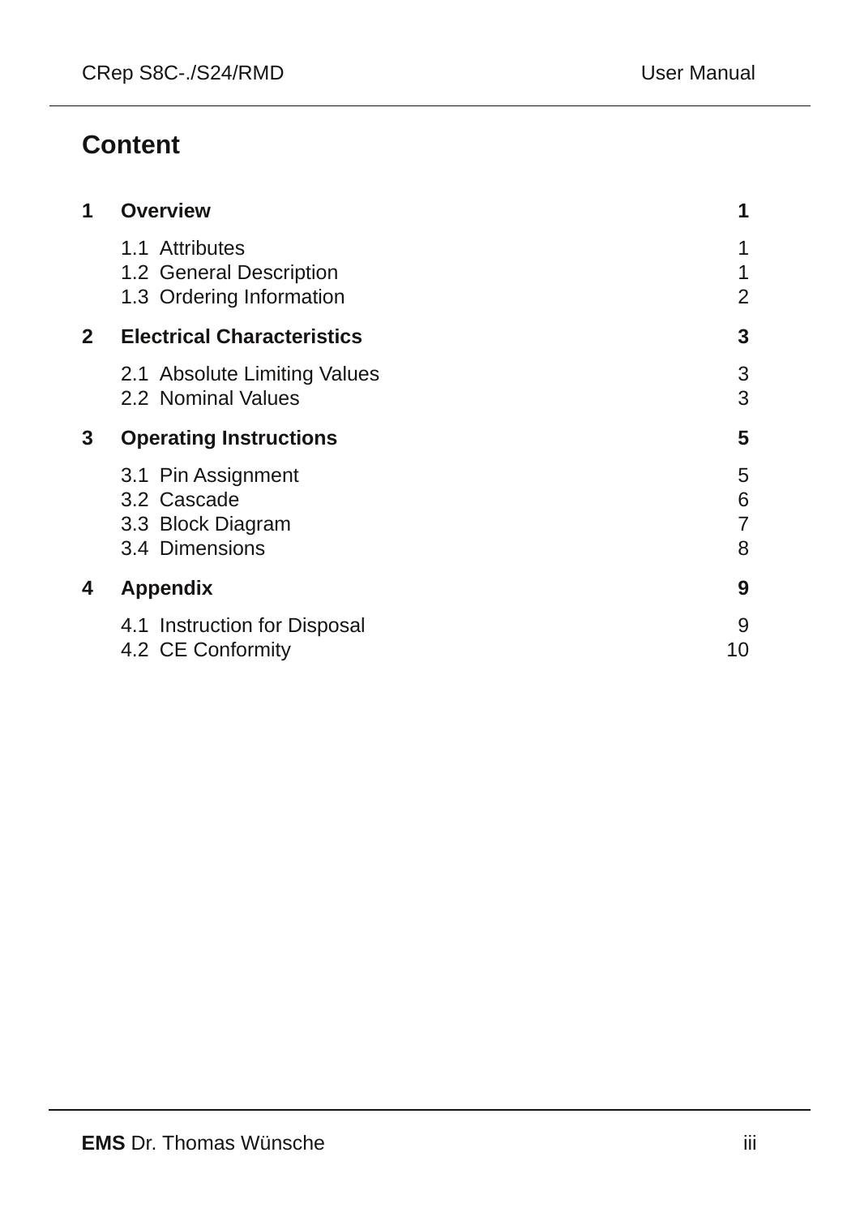# Content

| | | |
|---|---|---|
| **1** | **Overview** | **1** |
| | 1.1 Attributes | 1 |
| | 1.2 General Description | 1 |
| | 1.3 Ordering Information | 2 |
| **2** | **Electrical Characteristics** | **3** |
| | 2.1 Absolute Limiting Values | 3 |
| | 2.2 Nominal Values | 3 |
| **3** | **Operating Instructions** | **5** |
| | 3.1 Pin Assignment | 5 |
| | 3.2 Cascade | 6 |
| | 3.3 Block Diagram | 7 |
| | 3.4 Dimensions | 8 |
| **4** | **Appendix** | **9** |
| | 4.1 Instruction for Disposal | 9 |
| | 4.2 CE Conformity | 10 |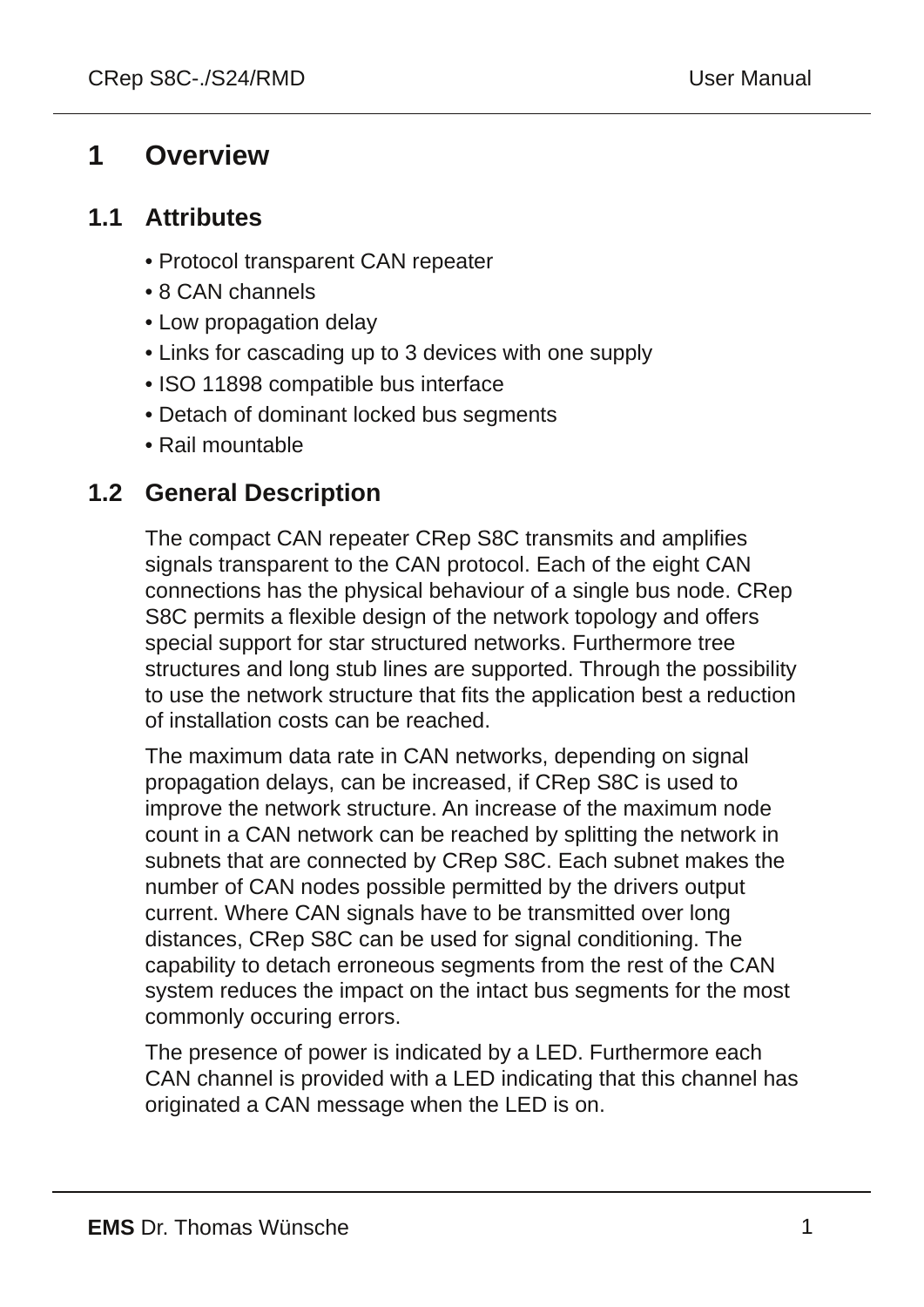# 1 Overview

## 1.1 Attributes

- Protocol transparent CAN repeater
- 8 CAN channels
- Low propagation delay
- Links for cascading up to 3 devices with one supply
- ISO 11898 compatible bus interface
- Detach of dominant locked bus segments
- Rail mountable

## 1.2 General Description

The compact CAN repeater CRep S8C transmits and amplifies signals transparent to the CAN protocol. Each of the eight CAN connections has the physical behaviour of a single bus node. CRep S8C permits a flexible design of the network topology and offers special support for star structured networks. Furthermore tree structures and long stub lines are supported. Through the possibility to use the network structure that fits the application best a reduction of installation costs can be reached.

The maximum data rate in CAN networks, depending on signal propagation delays, can be increased, if CRep S8C is used to improve the network structure. An increase of the maximum node count in a CAN network can be reached by splitting the network in subnets that are connected by CRep S8C. Each subnet makes the number of CAN nodes possible permitted by the drivers output current. Where CAN signals have to be transmitted over long distances, CRep S8C can be used for signal conditioning. The capability to detach erroneous segments from the rest of the CAN system reduces the impact on the intact bus segments for the most commonly occuring errors.

The presence of power is indicated by a LED. Furthermore each CAN channel is provided with a LED indicating that this channel has originated a CAN message when the LED is on.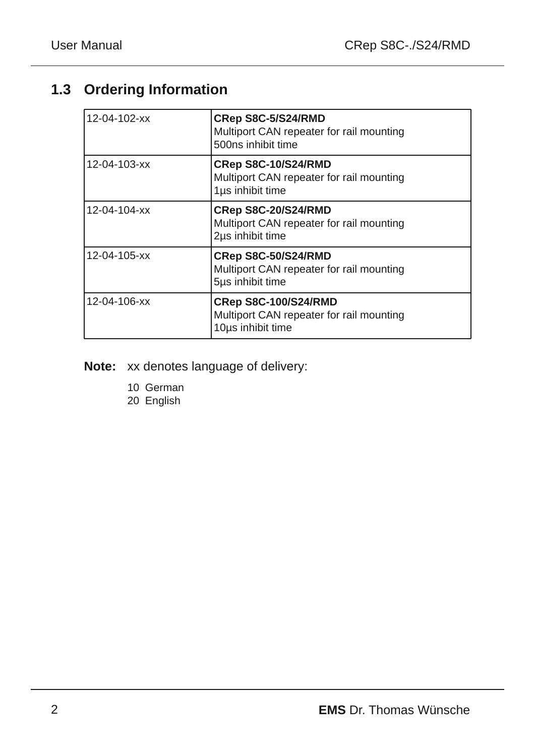## 1.3 Ordering Information

| | |
|---|---|
| 12-04-102-xx | **CRep S8C-5/S24/RMD**<br>Multiport CAN repeater for rail mounting<br>500ns inhibit time |
| 12-04-103-xx | **CRep S8C-10/S24/RMD**<br>Multiport CAN repeater for rail mounting<br>1µs inhibit time |
| 12-04-104-xx | **CRep S8C-20/S24/RMD**<br>Multiport CAN repeater for rail mounting<br>2µs inhibit time |
| 12-04-105-xx | **CRep S8C-50/S24/RMD**<br>Multiport CAN repeater for rail mounting<br>5µs inhibit time |
| 12-04-106-xx | **CRep S8C-100/S24/RMD**<br>Multiport CAN repeater for rail mounting<br>10µs inhibit time |

**Note:** xx denotes language of delivery:

10 German
20 English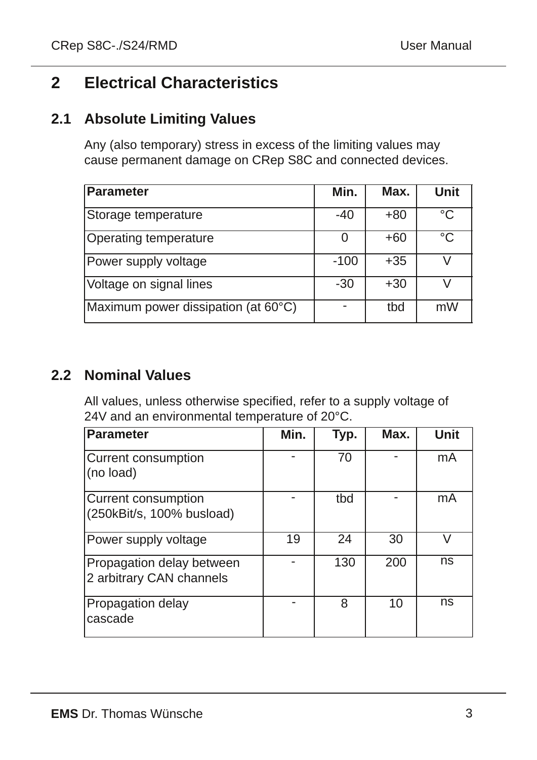# 2 Electrical Characteristics

## 2.1 Absolute Limiting Values

Any (also temporary) stress in excess of the limiting values may cause permanent damage on CRep S8C and connected devices.

| Parameter | Min. | Max. | Unit |
| --- | --- | --- | --- |
| Storage temperature | -40 | +80 | °C |
| Operating temperature | 0 | +60 | °C |
| Power supply voltage | -100 | +35 | V |
| Voltage on signal lines | -30 | +30 | V |
| Maximum power dissipation (at 60°C) | - | tbd | mW |

## 2.2 Nominal Values

All values, unless otherwise specified, refer to a supply voltage of 24V and an environmental temperature of 20°C.

| Parameter | Min. | Typ. | Max. | Unit |
| --- | --- | --- | --- | --- |
| Current consumption (no load) | - | 70 | - | mA |
| Current consumption (250kBit/s, 100% busload) | - | tbd | - | mA |
| Power supply voltage | 19 | 24 | 30 | V |
| Propagation delay between 2 arbitrary CAN channels | - | 130 | 200 | ns |
| Propagation delay cascade | - | 8 | 10 | ns |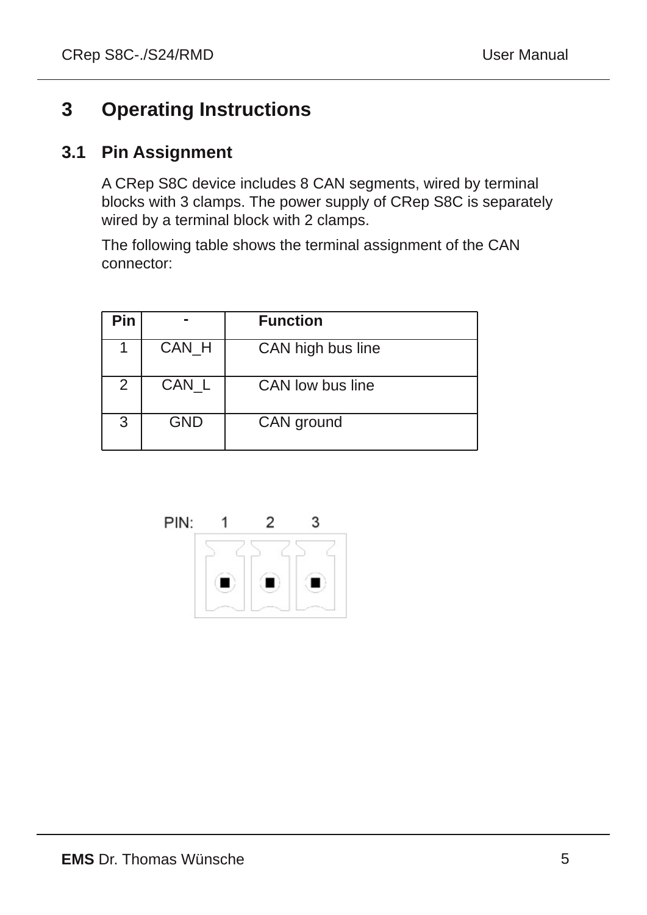# 3 Operating Instructions

## 3.1 Pin Assignment

A CRep S8C device includes 8 CAN segments, wired by terminal blocks with 3 clamps. The power supply of CRep S8C is separately wired by a terminal block with 2 clamps.

The following table shows the terminal assignment of the CAN connector:

| Pin | - | Function |
|---|---|---|
| 1 | CAN_H | CAN high bus line |
| 2 | CAN_L | CAN low bus line |
| 3 | GND | CAN ground |

PIN: 1 2 3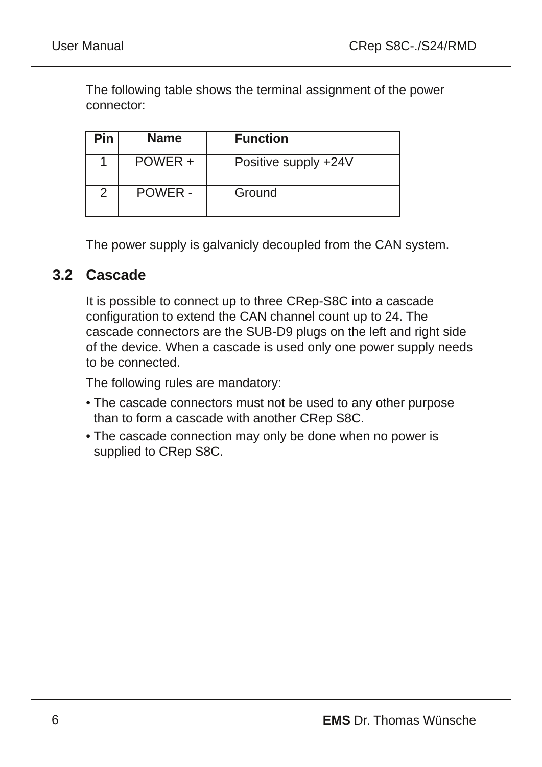The following table shows the terminal assignment of the power connector:

| Pin | Name | Function |
|---|---|---|
| 1 | POWER + | Positive supply +24V |
| 2 | POWER - | Ground |

The power supply is galvanicly decoupled from the CAN system.

## 3.2 Cascade

It is possible to connect up to three CRep-S8C into a cascade configuration to extend the CAN channel count up to 24. The cascade connectors are the SUB-D9 plugs on the left and right side of the device. When a cascade is used only one power supply needs to be connected.

The following rules are mandatory:

- The cascade connectors must not be used to any other purpose than to form a cascade with another CRep S8C.
- The cascade connection may only be done when no power is supplied to CRep S8C.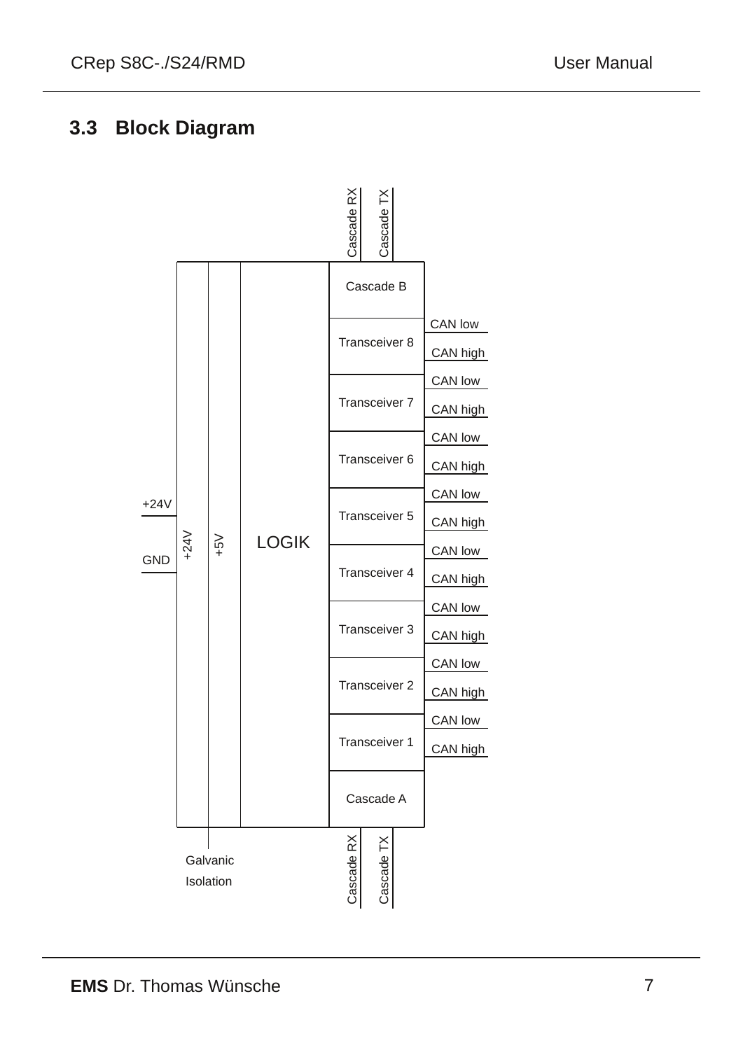## 3.3 Block Diagram

Cascade RX
Cascade TX

Cascade B

Transceiver 8 — CAN low, CAN high

Transceiver 7 — CAN low, CAN high

Transceiver 6 — CAN low, CAN high

Transceiver 5 — CAN low, CAN high

Transceiver 4 — CAN low, CAN high

Transceiver 3 — CAN low, CAN high

Transceiver 2 — CAN low, CAN high

Transceiver 1 — CAN low, CAN high

Cascade A

+24V
GND

+24V
+5V
LOGIK

Galvanic
Isolation

Cascade RX
Cascade TX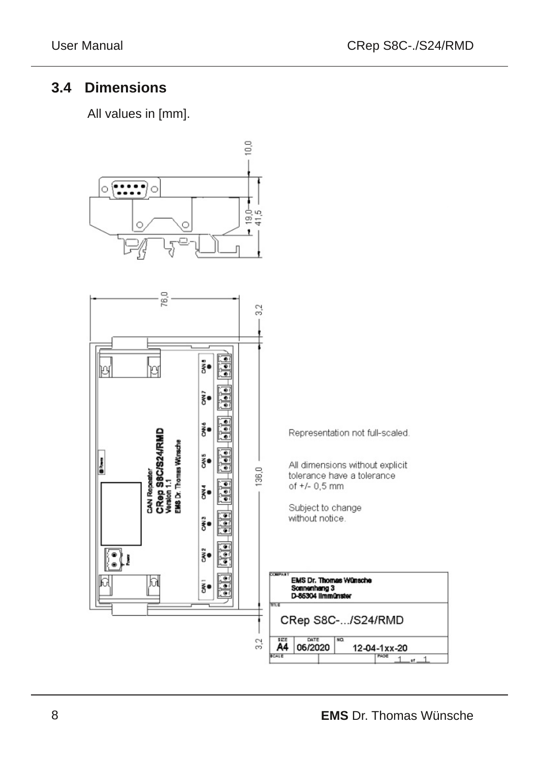## 3.4 Dimensions

All values in [mm].

Representation not full-scaled.

All dimensions without explicit tolerance have a tolerance of +/- 0,5 mm

Subject to change without notice.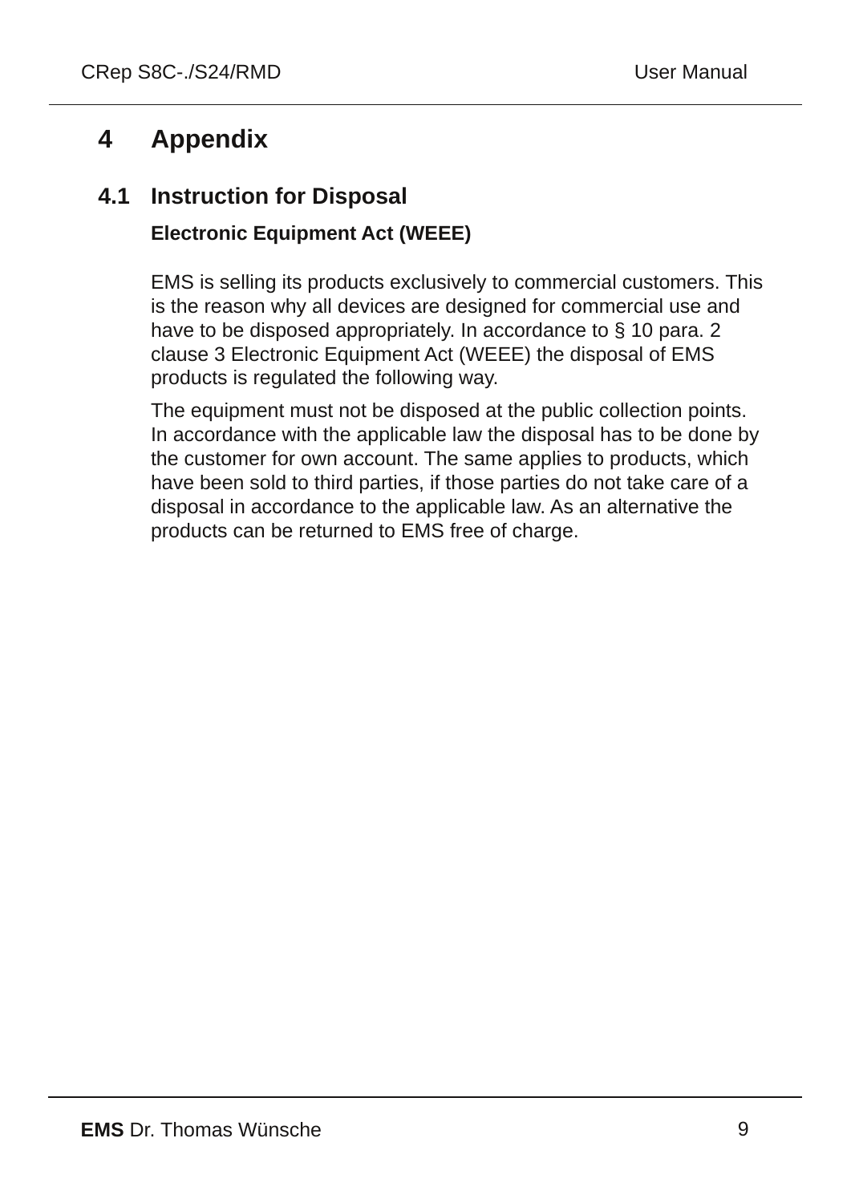# 4 Appendix

## 4.1 Instruction for Disposal

**Electronic Equipment Act (WEEE)**

EMS is selling its products exclusively to commercial customers. This is the reason why all devices are designed for commercial use and have to be disposed appropriately. In accordance to § 10 para. 2 clause 3 Electronic Equipment Act (WEEE) the disposal of EMS products is regulated the following way.

The equipment must not be disposed at the public collection points. In accordance with the applicable law the disposal has to be done by the customer for own account. The same applies to products, which have been sold to third parties, if those parties do not take care of a disposal in accordance to the applicable law. As an alternative the products can be returned to EMS free of charge.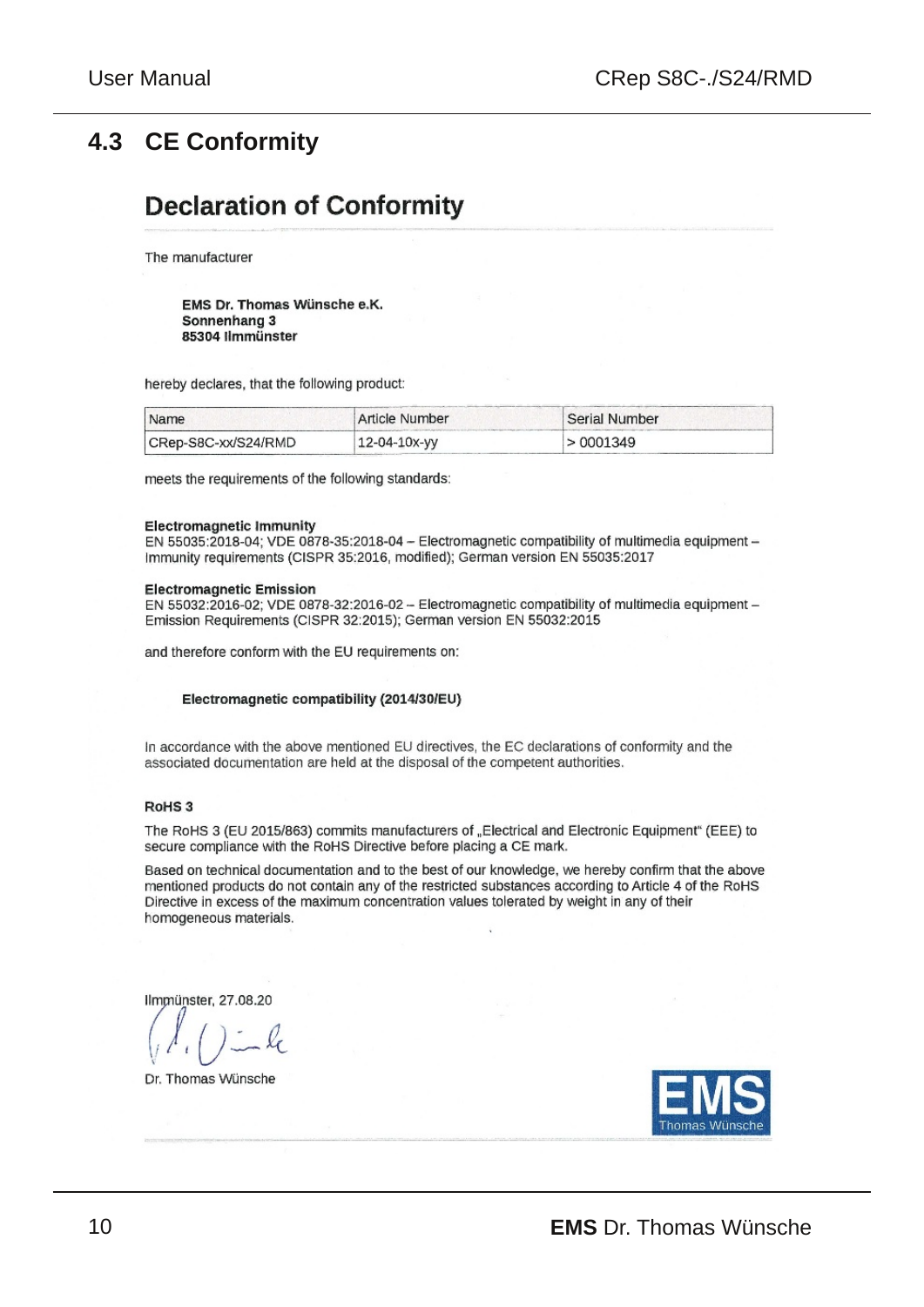## 4.3 CE Conformity

# Declaration of Conformity

The manufacturer

**EMS Dr. Thomas Wünsche e.K.**
**Sonnenhang 3**
**85304 Ilmmünster**

hereby declares, that the following product:

| Name | Article Number | Serial Number |
|---|---|---|
| CRep-S8C-xx/S24/RMD | 12-04-10x-yy | > 0001349 |

meets the requirements of the following standards:

**Electromagnetic Immunity**
EN 55035:2018-04; VDE 0878-35:2018-04 – Electromagnetic compatibility of multimedia equipment – Immunity requirements (CISPR 35:2016, modified); German version EN 55035:2017

**Electromagnetic Emission**
EN 55032:2016-02; VDE 0878-32:2016-02 – Electromagnetic compatibility of multimedia equipment – Emission Requirements (CISPR 32:2015); German version EN 55032:2015

and therefore conform with the EU requirements on:

**Electromagnetic compatibility (2014/30/EU)**

In accordance with the above mentioned EU directives, the EC declarations of conformity and the associated documentation are held at the disposal of the competent authorities.

**RoHS 3**

The RoHS 3 (EU 2015/863) commits manufacturers of „Electrical and Electronic Equipment" (EEE) to secure compliance with the RoHS Directive before placing a CE mark.

Based on technical documentation and to the best of our knowledge, we hereby confirm that the above mentioned products do not contain any of the restricted substances according to Article 4 of the RoHS Directive in excess of the maximum concentration values tolerated by weight in any of their homogeneous materials.

Ilmmünster, 27.08.20

Dr. Thomas Wünsche

EMS Thomas Wünsche